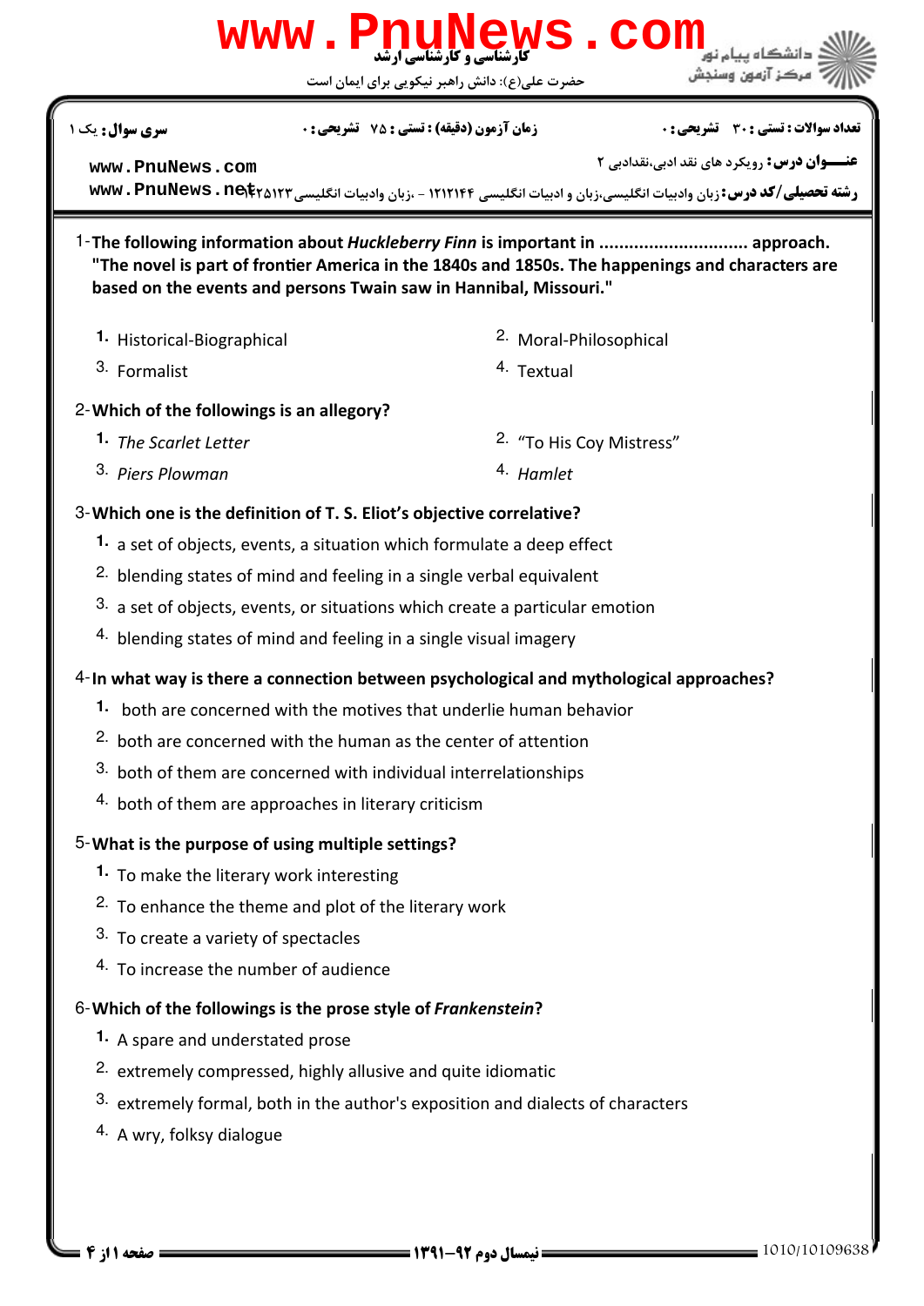www.PnuNews.com

کارشناسی و کارشناسی ارشد

حضرت علی(ع): دانش راهبر نیکویی برای ایمان است

دانشگاه پیام نور
مرکز آزمون وسنجش

**تعداد سوالات : تستی : ۳۰ تشریحی : ۰** **زمان آزمون (دقیقه) : تستی : ۷۵ تشریحی : ۰** **سری سوال :** یک ۱

**عنـــوان درس :** رویکرد های نقد ادبی،نقدادبی ۲

**رشته تحصیلی/کد درس :** زبان وادبیات انگلیسی،زبان و ادبیات انگلیسی ۱۲۱۲۱۴۴ - ،زبان وادبیات انگلیسی ۱۴۲۵۱۲۳

www.PnuNews.com
www.PnuNews.net

1-**The following information about *Huckleberry Finn* is important in ............................ approach. "The novel is part of frontier America in the 1840s and 1850s. The happenings and characters are based on the events and persons Twain saw in Hannibal, Missouri."**

1. Historical-Biographical
2. Moral-Philosophical
3. Formalist
4. Textual

2-**Which of the followings is an allegory?**

1. *The Scarlet Letter*
2. "To His Coy Mistress"
3. *Piers Plowman*
4. *Hamlet*

3-**Which one is the definition of T. S. Eliot's objective correlative?**

1. a set of objects, events, a situation which formulate a deep effect
2. blending states of mind and feeling in a single verbal equivalent
3. a set of objects, events, or situations which create a particular emotion
4. blending states of mind and feeling in a single visual imagery

4-**In what way is there a connection between psychological and mythological approaches?**

1. both are concerned with the motives that underlie human behavior
2. both are concerned with the human as the center of attention
3. both of them are concerned with individual interrelationships
4. both of them are approaches in literary criticism

5-**What is the purpose of using multiple settings?**

1. To make the literary work interesting
2. To enhance the theme and plot of the literary work
3. To create a variety of spectacles
4. To increase the number of audience

6-**Which of the followings is the prose style of *Frankenstein*?**

1. A spare and understated prose
2. extremely compressed, highly allusive and quite idiomatic
3. extremely formal, both in the author's exposition and dialects of characters
4. A wry, folksy dialogue

نیمسال دوم ۹۲-۱۳۹۱

1010/10109638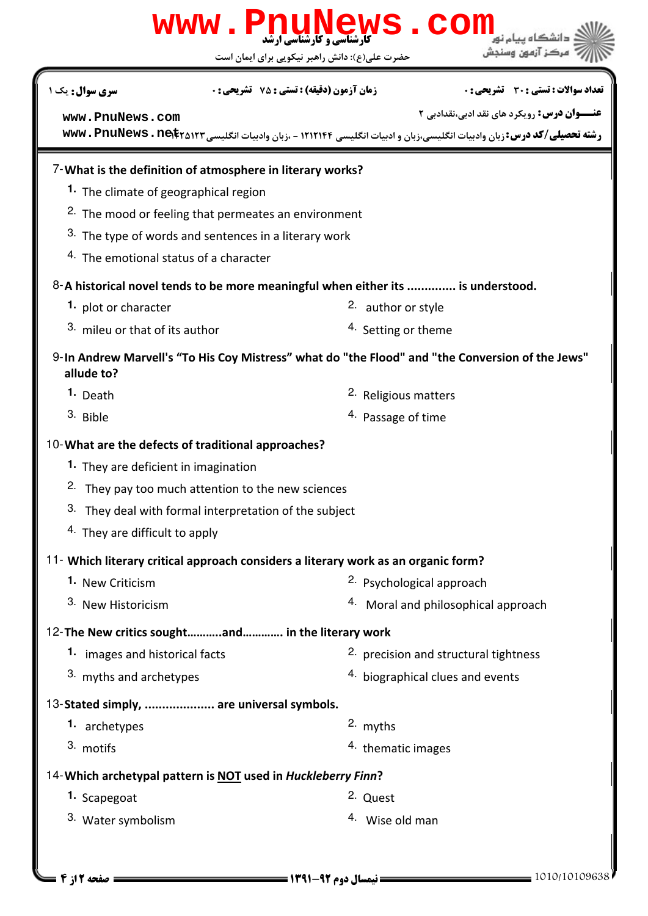7- **What is the definition of atmosphere in literary works?**

1. The climate of geographical region
2. The mood or feeling that permeates an environment
3. The type of words and sentences in a literary work
4. The emotional status of a character

8- **A historical novel tends to be more meaningful when either its .............. is understood.**

1. plot or character
2. author or style
3. mileu or that of its author
4. Setting or theme

9- **In Andrew Marvell's "To His Coy Mistress" what do "the Flood" and "the Conversion of the Jews" allude to?**

1. Death
2. Religious matters
3. Bible
4. Passage of time

10- **What are the defects of traditional approaches?**

1. They are deficient in imagination
2. They pay too much attention to the new sciences
3. They deal with formal interpretation of the subject
4. They are difficult to apply

11- **Which literary critical approach considers a literary work as an organic form?**

1. New Criticism
2. Psychological approach
3. New Historicism
4. Moral and philosophical approach

12- **The New critics sought...........and............. in the literary work**

1. images and historical facts
2. precision and structural tightness
3. myths and archetypes
4. biographical clues and events

13- **Stated simply, .................... are universal symbols.**

1. archetypes
2. myths
3. motifs
4. thematic images

14- **Which archetypal pattern is NOT used in *Huckleberry Finn*?**

1. Scapegoat
2. Quest
3. Water symbolism
4. Wise old man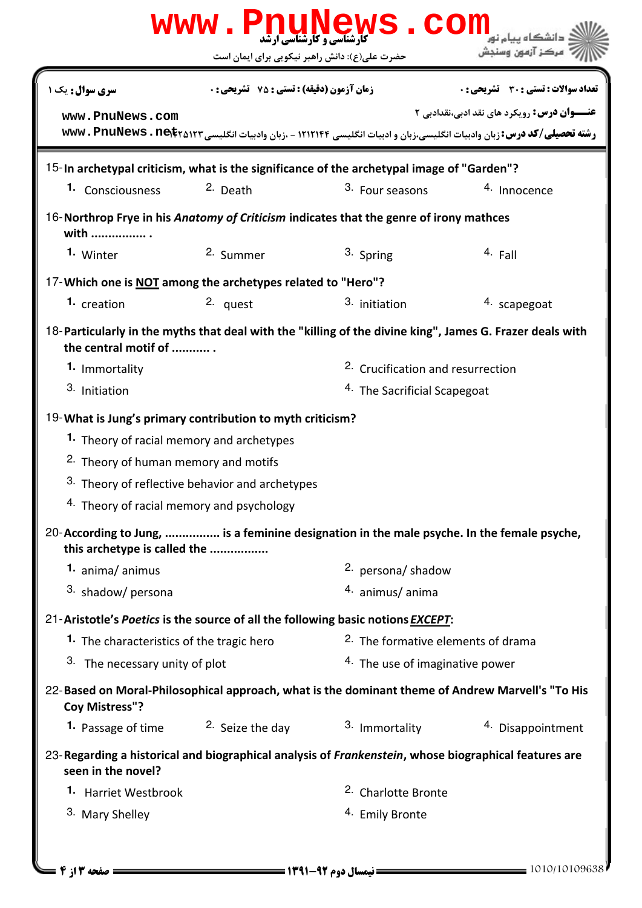15- **In archetypal criticism, what is the significance of the archetypal image of "Garden"?**

1. Consciousness
2. Death
3. Four seasons
4. Innocence

16- **Northrop Frye in his *Anatomy of Criticism* indicates that the genre of irony mathces with ................ .**

1. Winter
2. Summer
3. Spring
4. Fall

17- **Which one is NOT among the archetypes related to "Hero"?**

1. creation
2. quest
3. initiation
4. scapegoat

18- **Particularly in the myths that deal with the "killing of the divine king", James G. Frazer deals with the central motif of ........... .**

1. Immortality
2. Crucification and resurrection
3. Initiation
4. The Sacrificial Scapegoat

19- **What is Jung's primary contribution to myth criticism?**

1. Theory of racial memory and archetypes
2. Theory of human memory and motifs
3. Theory of reflective behavior and archetypes
4. Theory of racial memory and psychology

20- **According to Jung, ................ is a feminine designation in the male psyche. In the female psyche, this archetype is called the ................**

1. anima/ animus
2. persona/ shadow
3. shadow/ persona
4. animus/ anima

21- **Aristotle's *Poetics* is the source of all the following basic notions *EXCEPT*:**

1. The characteristics of the tragic hero
2. The formative elements of drama
3. The necessary unity of plot
4. The use of imaginative power

22- **Based on Moral-Philosophical approach, what is the dominant theme of Andrew Marvell's "To His Coy Mistress"?**

1. Passage of time
2. Seize the day
3. Immortality
4. Disappointment

23- **Regarding a historical and biographical analysis of *Frankenstein*, whose biographical features are seen in the novel?**

1. Harriet Westbrook
2. Charlotte Bronte
3. Mary Shelley
4. Emily Bronte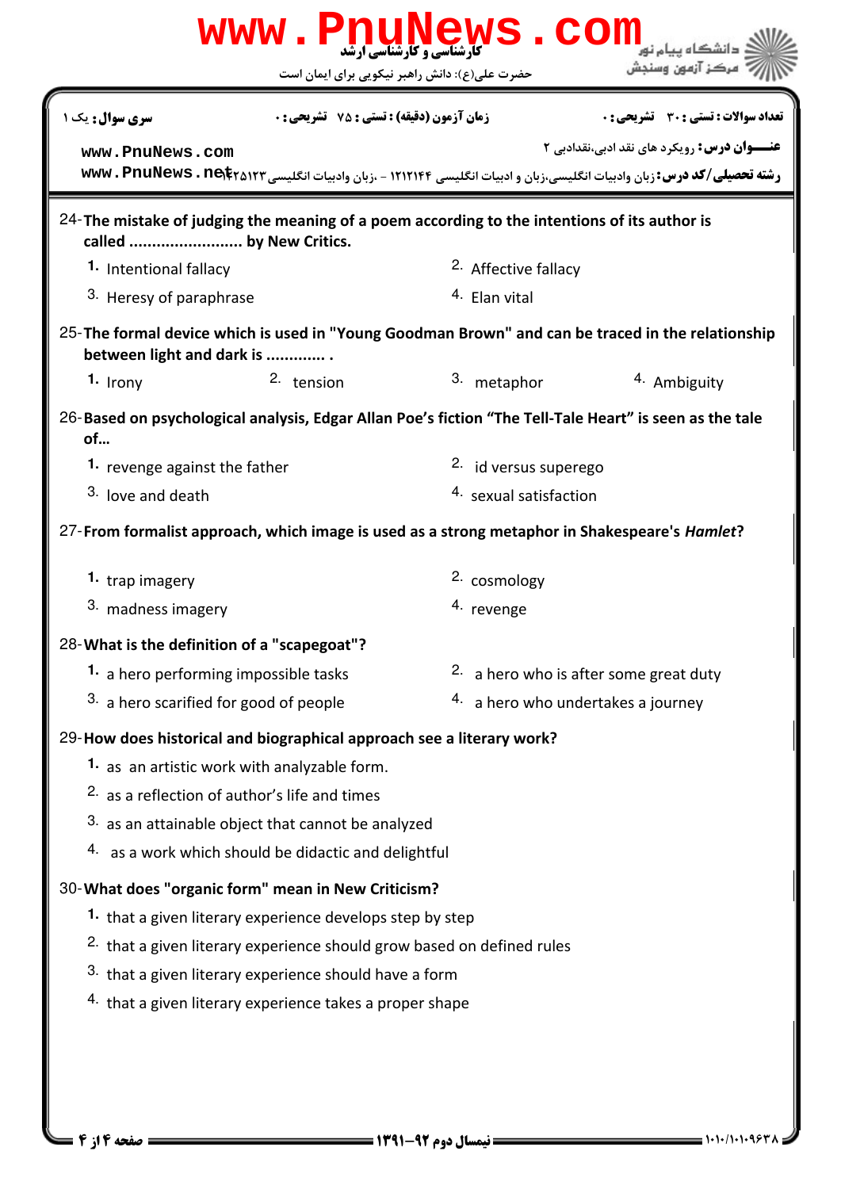24-**The mistake of judging the meaning of a poem according to the intentions of its author is called ......................... by New Critics.**

1. Intentional fallacy
2. Affective fallacy
3. Heresy of paraphrase
4. Elan vital

25-**The formal device which is used in "Young Goodman Brown" and can be traced in the relationship between light and dark is ............. .**

1. Irony
2. tension
3. metaphor
4. Ambiguity

26-**Based on psychological analysis, Edgar Allan Poe's fiction "The Tell-Tale Heart" is seen as the tale of...**

1. revenge against the father
2. id versus superego
3. love and death
4. sexual satisfaction

27-**From formalist approach, which image is used as a strong metaphor in Shakespeare's *Hamlet*?**

1. trap imagery
2. cosmology
3. madness imagery
4. revenge

28-**What is the definition of a "scapegoat"?**

1. a hero performing impossible tasks
2. a hero who is after some great duty
3. a hero scarified for good of people
4. a hero who undertakes a journey

29-**How does historical and biographical approach see a literary work?**

1. as an artistic work with analyzable form.
2. as a reflection of author's life and times
3. as an attainable object that cannot be analyzed
4. as a work which should be didactic and delightful

30-**What does "organic form" mean in New Criticism?**

1. that a given literary experience develops step by step
2. that a given literary experience should grow based on defined rules
3. that a given literary experience should have a form
4. that a given literary experience takes a proper shape